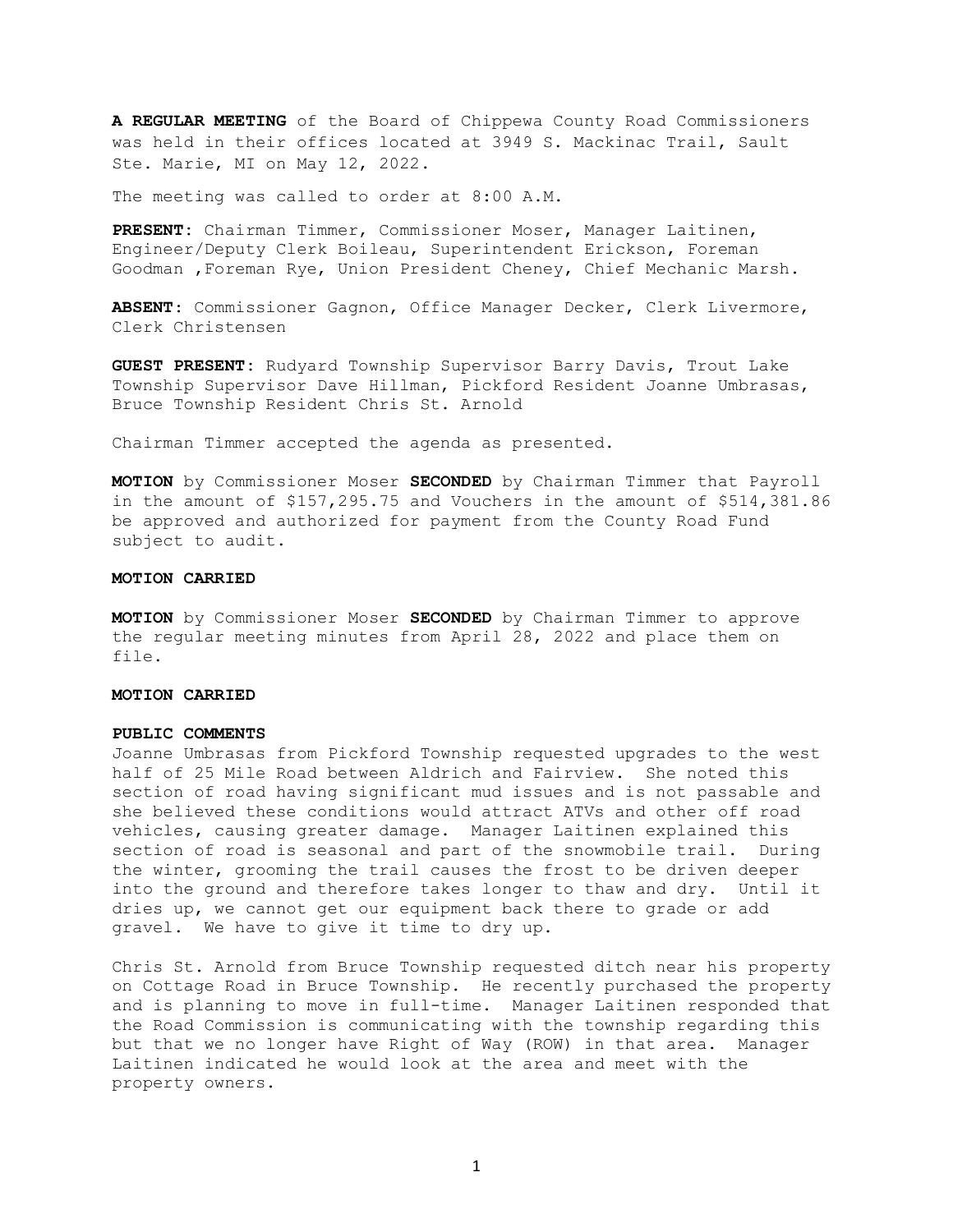**A REGULAR MEETING** of the Board of Chippewa County Road Commissioners was held in their offices located at 3949 S. Mackinac Trail, Sault Ste. Marie, MI on May 12, 2022.

The meeting was called to order at 8:00 A.M.

**PRESENT:** Chairman Timmer, Commissioner Moser, Manager Laitinen, Engineer/Deputy Clerk Boileau, Superintendent Erickson, Foreman Goodman ,Foreman Rye, Union President Cheney, Chief Mechanic Marsh.

**ABSENT:** Commissioner Gagnon, Office Manager Decker, Clerk Livermore, Clerk Christensen

**GUEST PRESENT:** Rudyard Township Supervisor Barry Davis, Trout Lake Township Supervisor Dave Hillman, Pickford Resident Joanne Umbrasas, Bruce Township Resident Chris St. Arnold

Chairman Timmer accepted the agenda as presented.

**MOTION** by Commissioner Moser **SECONDED** by Chairman Timmer that Payroll in the amount of $157,295.75 and Vouchers in the amount of $514,381.86 be approved and authorized for payment from the County Road Fund subject to audit.

**MOTION CARRIED**

**MOTION** by Commissioner Moser **SECONDED** by Chairman Timmer to approve the regular meeting minutes from April 28, 2022 and place them on file.

**MOTION CARRIED**

**PUBLIC COMMENTS**

Joanne Umbrasas from Pickford Township requested upgrades to the west half of 25 Mile Road between Aldrich and Fairview. She noted this section of road having significant mud issues and is not passable and she believed these conditions would attract ATVs and other off road vehicles, causing greater damage. Manager Laitinen explained this section of road is seasonal and part of the snowmobile trail. During the winter, grooming the trail causes the frost to be driven deeper into the ground and therefore takes longer to thaw and dry. Until it dries up, we cannot get our equipment back there to grade or add gravel. We have to give it time to dry up.

Chris St. Arnold from Bruce Township requested ditch near his property on Cottage Road in Bruce Township. He recently purchased the property and is planning to move in full-time. Manager Laitinen responded that the Road Commission is communicating with the township regarding this but that we no longer have Right of Way (ROW) in that area. Manager Laitinen indicated he would look at the area and meet with the property owners.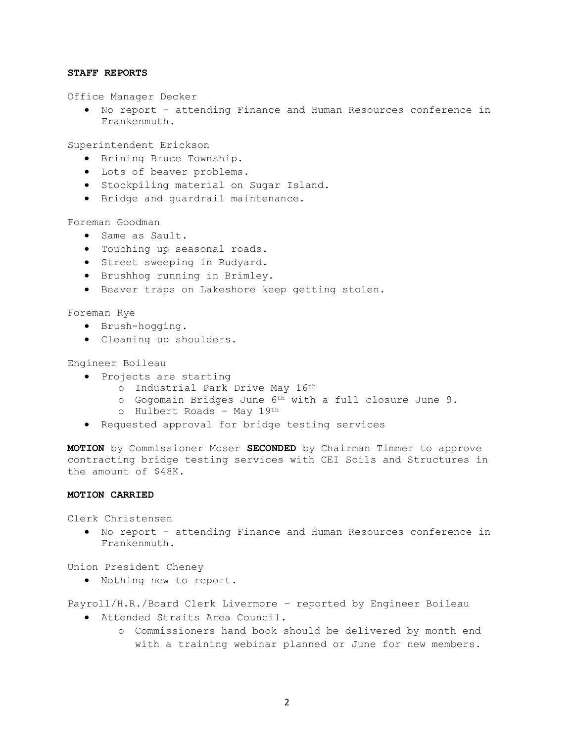**STAFF REPORTS**

Office Manager Decker

- No report – attending Finance and Human Resources conference in Frankenmuth.

Superintendent Erickson

- Brining Bruce Township.
- Lots of beaver problems.
- Stockpiling material on Sugar Island.
- Bridge and guardrail maintenance.

Foreman Goodman

- Same as Sault.
- Touching up seasonal roads.
- Street sweeping in Rudyard.
- Brushhog running in Brimley.
- Beaver traps on Lakeshore keep getting stolen.

Foreman Rye

- Brush-hogging.
- Cleaning up shoulders.

Engineer Boileau

- Projects are starting
  - Industrial Park Drive May 16th
  - Gogomain Bridges June 6th with a full closure June 9.
  - Hulbert Roads – May 19th
- Requested approval for bridge testing services

**MOTION** by Commissioner Moser **SECONDED** by Chairman Timmer to approve contracting bridge testing services with CEI Soils and Structures in the amount of $48K.

**MOTION CARRIED**

Clerk Christensen

- No report – attending Finance and Human Resources conference in Frankenmuth.

Union President Cheney

- Nothing new to report.

Payroll/H.R./Board Clerk Livermore – reported by Engineer Boileau

- Attended Straits Area Council.
  - Commissioners hand book should be delivered by month end with a training webinar planned or June for new members.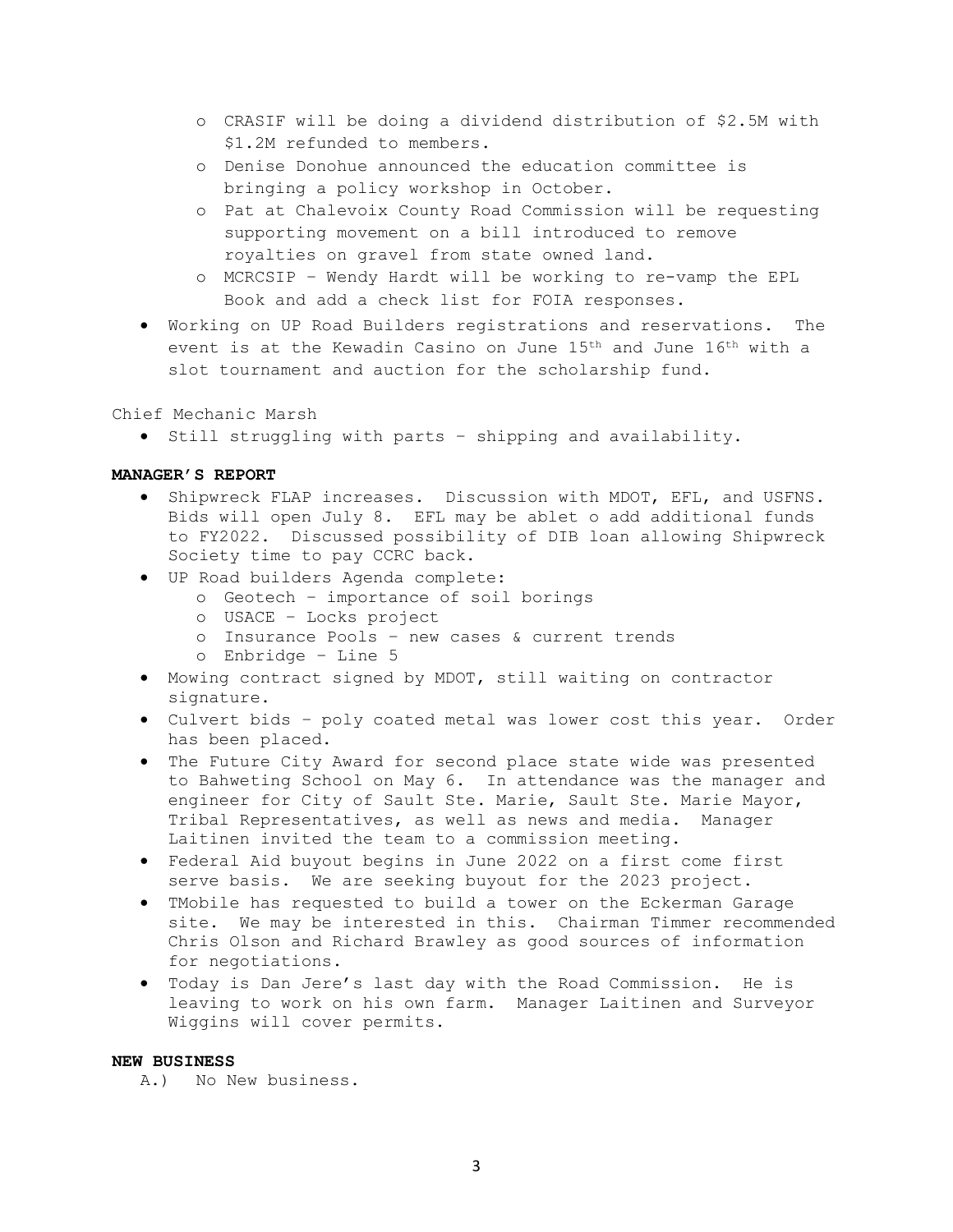- CRASIF will be doing a dividend distribution of $2.5M with $1.2M refunded to members.
  - Denise Donohue announced the education committee is bringing a policy workshop in October.
  - Pat at Chalevoix County Road Commission will be requesting supporting movement on a bill introduced to remove royalties on gravel from state owned land.
  - MCRCSIP – Wendy Hardt will be working to re-vamp the EPL Book and add a check list for FOIA responses.
- Working on UP Road Builders registrations and reservations. The event is at the Kewadin Casino on June 15th and June 16th with a slot tournament and auction for the scholarship fund.

Chief Mechanic Marsh

- Still struggling with parts – shipping and availability.

**MANAGER'S REPORT**

- Shipwreck FLAP increases. Discussion with MDOT, EFL, and USFNS. Bids will open July 8. EFL may be ablet o add additional funds to FY2022. Discussed possibility of DIB loan allowing Shipwreck Society time to pay CCRC back.
- UP Road builders Agenda complete:
  - Geotech – importance of soil borings
  - USACE – Locks project
  - Insurance Pools – new cases & current trends
  - Enbridge – Line 5
- Mowing contract signed by MDOT, still waiting on contractor signature.
- Culvert bids – poly coated metal was lower cost this year. Order has been placed.
- The Future City Award for second place state wide was presented to Bahweting School on May 6. In attendance was the manager and engineer for City of Sault Ste. Marie, Sault Ste. Marie Mayor, Tribal Representatives, as well as news and media. Manager Laitinen invited the team to a commission meeting.
- Federal Aid buyout begins in June 2022 on a first come first serve basis. We are seeking buyout for the 2023 project.
- TMobile has requested to build a tower on the Eckerman Garage site. We may be interested in this. Chairman Timmer recommended Chris Olson and Richard Brawley as good sources of information for negotiations.
- Today is Dan Jere's last day with the Road Commission. He is leaving to work on his own farm. Manager Laitinen and Surveyor Wiggins will cover permits.

**NEW BUSINESS**

A.) No New business.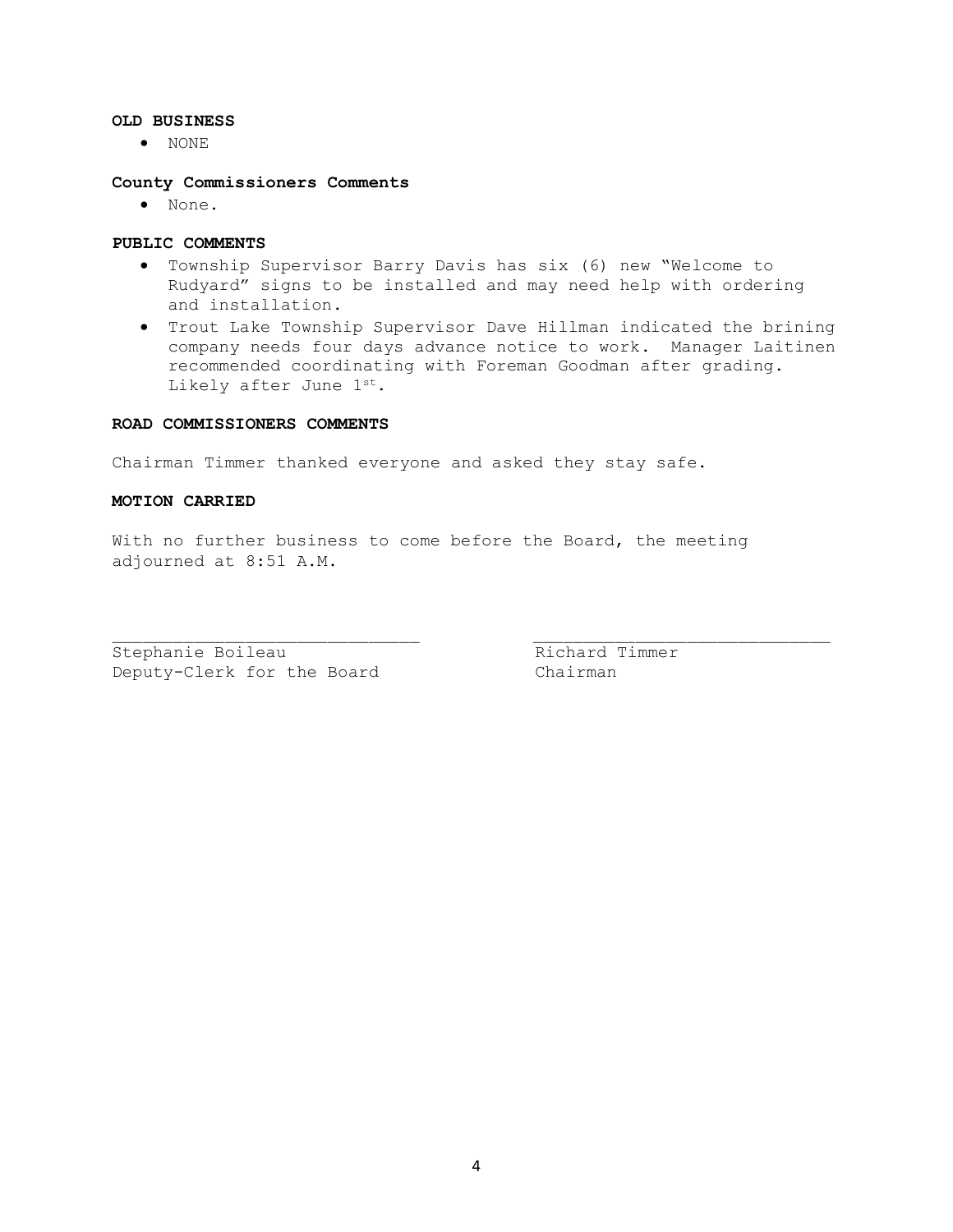**OLD BUSINESS**

- NONE

**County Commissioners Comments**

- None.

**PUBLIC COMMENTS**

- Township Supervisor Barry Davis has six (6) new "Welcome to Rudyard" signs to be installed and may need help with ordering and installation.
- Trout Lake Township Supervisor Dave Hillman indicated the brining company needs four days advance notice to work. Manager Laitinen recommended coordinating with Foreman Goodman after grading. Likely after June 1st.

**ROAD COMMISSIONERS COMMENTS**

Chairman Timmer thanked everyone and asked they stay safe.

**MOTION CARRIED**

With no further business to come before the Board, the meeting adjourned at 8:51 A.M.

______________________________ ______________________________

Stephanie Boileau
Deputy-Clerk for the Board

Richard Timmer
Chairman